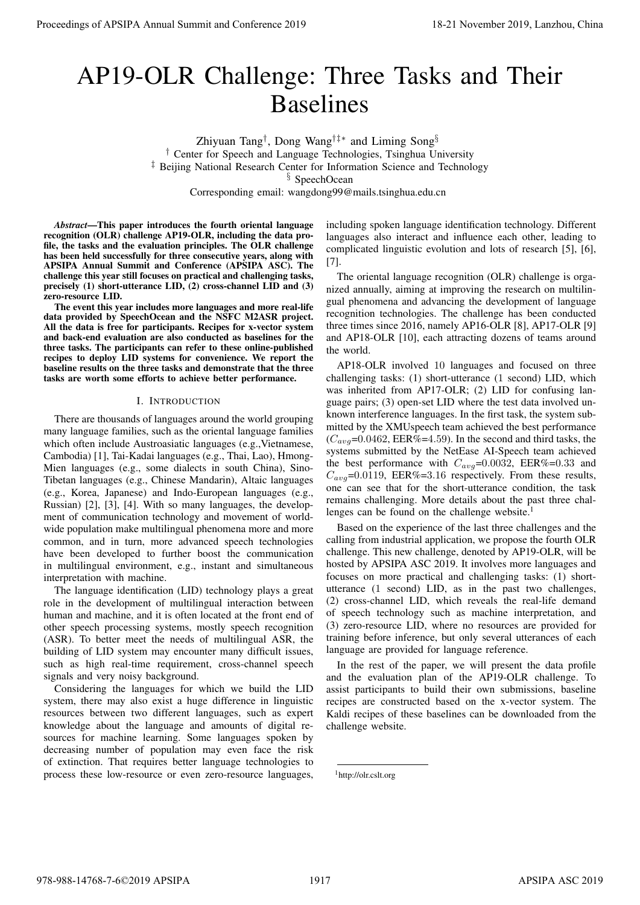# AP19-OLR Challenge: Three Tasks and Their Baselines

Zhiyuan Tang[†], Dong Wang[†‡*] and Liming Song[§]

[†] Center for Speech and Language Technologies, Tsinghua University

[‡] Beijing National Research Center for Information Science and Technology

[§] SpeechOcean

Corresponding email: wangdong99@mails.tsinghua.edu.cn

***Abstract*—This paper introduces the fourth oriental language recognition (OLR) challenge AP19-OLR, including the data profile, the tasks and the evaluation principles. The OLR challenge has been held successfully for three consecutive years, along with APSIPA Annual Summit and Conference (APSIPA ASC). The challenge this year still focuses on practical and challenging tasks, precisely (1) short-utterance LID, (2) cross-channel LID and (3) zero-resource LID.**

**The event this year includes more languages and more real-life data provided by SpeechOcean and the NSFC M2ASR project. All the data is free for participants. Recipes for x-vector system and back-end evaluation are also conducted as baselines for the three tasks. The participants can refer to these online-published recipes to deploy LID systems for convenience. We report the baseline results on the three tasks and demonstrate that the three tasks are worth some efforts to achieve better performance.**

## I. Introduction

There are thousands of languages around the world grouping many language families, such as the oriental language families which often include Austroasiatic languages (e.g.,Vietnamese, Cambodia) [1], Tai-Kadai languages (e.g., Thai, Lao), Hmong-Mien languages (e.g., some dialects in south China), Sino-Tibetan languages (e.g., Chinese Mandarin), Altaic languages (e.g., Korea, Japanese) and Indo-European languages (e.g., Russian) [2], [3], [4]. With so many languages, the development of communication technology and movement of world-wide population make multilingual phenomena more and more common, and in turn, more advanced speech technologies have been developed to further boost the communication in multilingual environment, e.g., instant and simultaneous interpretation with machine.

The language identification (LID) technology plays a great role in the development of multilingual interaction between human and machine, and it is often located at the front end of other speech processing systems, mostly speech recognition (ASR). To better meet the needs of multilingual ASR, the building of LID system may encounter many difficult issues, such as high real-time requirement, cross-channel speech signals and very noisy background.

Considering the languages for which we build the LID system, there may also exist a huge difference in linguistic resources between two different languages, such as expert knowledge about the language and amounts of digital resources for machine learning. Some languages spoken by decreasing number of population may even face the risk of extinction. That requires better language technologies to process these low-resource or even zero-resource languages, including spoken language identification technology. Different languages also interact and influence each other, leading to complicated linguistic evolution and lots of research [5], [6], [7].

The oriental language recognition (OLR) challenge is organized annually, aiming at improving the research on multilingual phenomena and advancing the development of language recognition technologies. The challenge has been conducted three times since 2016, namely AP16-OLR [8], AP17-OLR [9] and AP18-OLR [10], each attracting dozens of teams around the world.

AP18-OLR involved 10 languages and focused on three challenging tasks: (1) short-utterance (1 second) LID, which was inherited from AP17-OLR; (2) LID for confusing language pairs; (3) open-set LID where the test data involved unknown interference languages. In the first task, the system submitted by the XMUspeech team achieved the best performance ($C_{avg}$=0.0462, EER%=4.59). In the second and third tasks, the systems submitted by the NetEase AI-Speech team achieved the best performance with $C_{avg}$=0.0032, EER%=0.33 and $C_{avg}$=0.0119, EER%=3.16 respectively. From these results, one can see that for the short-utterance condition, the task remains challenging. More details about the past three challenges can be found on the challenge website.[1]

Based on the experience of the last three challenges and the calling from industrial application, we propose the fourth OLR challenge. This new challenge, denoted by AP19-OLR, will be hosted by APSIPA ASC 2019. It involves more languages and focuses on more practical and challenging tasks: (1) short-utterance (1 second) LID, as in the past two challenges, (2) cross-channel LID, which reveals the real-life demand of speech technology such as machine interpretation, and (3) zero-resource LID, where no resources are provided for training before inference, but only several utterances of each language are provided for language reference.

In the rest of the paper, we will present the data profile and the evaluation plan of the AP19-OLR challenge. To assist participants to build their own submissions, baseline recipes are constructed based on the x-vector system. The Kaldi recipes of these baselines can be downloaded from the challenge website.

[1] http://olr.cslt.org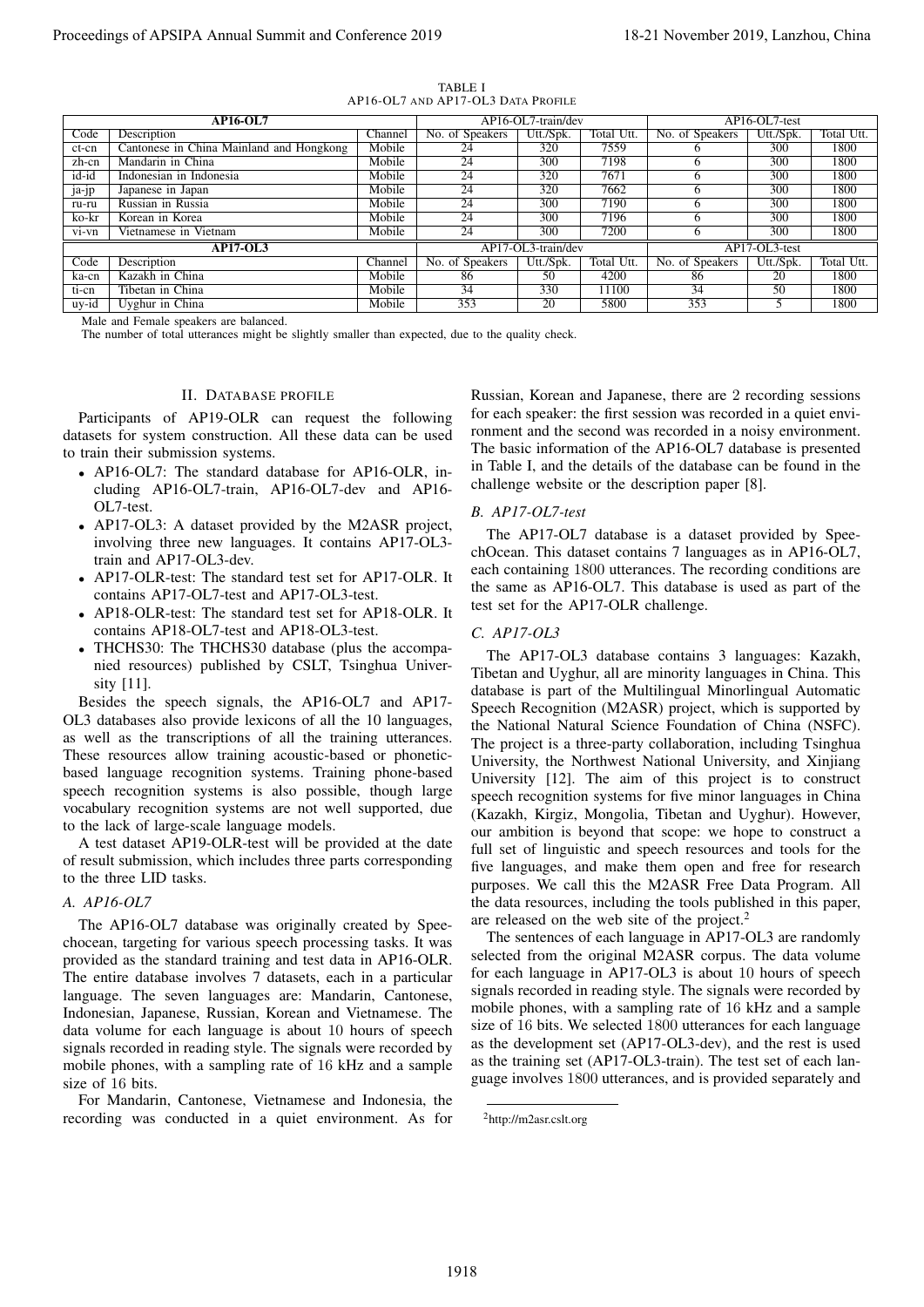TABLE I
AP16-OL7 AND AP17-OL3 DATA PROFILE

| AP16-OL7 | | | AP16-OL7-train/dev | | | AP16-OL7-test | | |
|---|---|---|---|---|---|---|---|---|
| Code | Description | Channel | No. of Speakers | Utt./Spk. | Total Utt. | No. of Speakers | Utt./Spk. | Total Utt. |
| ct-cn | Cantonese in China Mainland and Hongkong | Mobile | 24 | 320 | 7559 | 6 | 300 | 1800 |
| zh-cn | Mandarin in China | Mobile | 24 | 300 | 7198 | 6 | 300 | 1800 |
| id-id | Indonesian in Indonesia | Mobile | 24 | 320 | 7671 | 6 | 300 | 1800 |
| ja-jp | Japanese in Japan | Mobile | 24 | 320 | 7662 | 6 | 300 | 1800 |
| ru-ru | Russian in Russia | Mobile | 24 | 300 | 7190 | 6 | 300 | 1800 |
| ko-kr | Korean in Korea | Mobile | 24 | 300 | 7196 | 6 | 300 | 1800 |
| vi-vn | Vietnamese in Vietnam | Mobile | 24 | 300 | 7200 | 6 | 300 | 1800 |
| **AP17-OL3** | | | AP17-OL3-train/dev | | | AP17-OL3-test | | |
| Code | Description | Channel | No. of Speakers | Utt./Spk. | Total Utt. | No. of Speakers | Utt./Spk. | Total Utt. |
| ka-cn | Kazakh in China | Mobile | 86 | 50 | 4200 | 86 | 20 | 1800 |
| ti-cn | Tibetan in China | Mobile | 34 | 330 | 11100 | 34 | 50 | 1800 |
| uy-id | Uyghur in China | Mobile | 353 | 20 | 5800 | 353 | 5 | 1800 |

Male and Female speakers are balanced.
The number of total utterances might be slightly smaller than expected, due to the quality check.

## II. Database profile

Participants of AP19-OLR can request the following datasets for system construction. All these data can be used to train their submission systems.

- AP16-OL7: The standard database for AP16-OLR, including AP16-OL7-train, AP16-OL7-dev and AP16-OL7-test.
- AP17-OL3: A dataset provided by the M2ASR project, involving three new languages. It contains AP17-OL3-train and AP17-OL3-dev.
- AP17-OLR-test: The standard test set for AP17-OLR. It contains AP17-OL7-test and AP17-OL3-test.
- AP18-OLR-test: The standard test set for AP18-OLR. It contains AP18-OL7-test and AP18-OL3-test.
- THCHS30: The THCHS30 database (plus the accompanied resources) published by CSLT, Tsinghua University [11].

Besides the speech signals, the AP16-OL7 and AP17-OL3 databases also provide lexicons of all the 10 languages, as well as the transcriptions of all the training utterances. These resources allow training acoustic-based or phonetic-based language recognition systems. Training phone-based speech recognition systems is also possible, though large vocabulary recognition systems are not well supported, due to the lack of large-scale language models.

A test dataset AP19-OLR-test will be provided at the date of result submission, which includes three parts corresponding to the three LID tasks.

### A. AP16-OL7

The AP16-OL7 database was originally created by Speechocean, targeting for various speech processing tasks. It was provided as the standard training and test data in AP16-OLR. The entire database involves 7 datasets, each in a particular language. The seven languages are: Mandarin, Cantonese, Indonesian, Japanese, Russian, Korean and Vietnamese. The data volume for each language is about 10 hours of speech signals recorded in reading style. The signals were recorded by mobile phones, with a sampling rate of 16 kHz and a sample size of 16 bits.

For Mandarin, Cantonese, Vietnamese and Indonesia, the recording was conducted in a quiet environment. As for Russian, Korean and Japanese, there are 2 recording sessions for each speaker: the first session was recorded in a quiet environment and the second was recorded in a noisy environment. The basic information of the AP16-OL7 database is presented in Table I, and the details of the database can be found in the challenge website or the description paper [8].

### B. AP17-OL7-test

The AP17-OL7 database is a dataset provided by SpeechOcean. This dataset contains 7 languages as in AP16-OL7, each containing 1800 utterances. The recording conditions are the same as AP16-OL7. This database is used as part of the test set for the AP17-OLR challenge.

### C. AP17-OL3

The AP17-OL3 database contains 3 languages: Kazakh, Tibetan and Uyghur, all are minority languages in China. This database is part of the Multilingual Minorlingual Automatic Speech Recognition (M2ASR) project, which is supported by the National Natural Science Foundation of China (NSFC). The project is a three-party collaboration, including Tsinghua University, the Northwest National University, and Xinjiang University [12]. The aim of this project is to construct speech recognition systems for five minor languages in China (Kazakh, Kirgiz, Mongolia, Tibetan and Uyghur). However, our ambition is beyond that scope: we hope to construct a full set of linguistic and speech resources and tools for the five languages, and make them open and free for research purposes. We call this the M2ASR Free Data Program. All the data resources, including the tools published in this paper, are released on the web site of the project.[2]

The sentences of each language in AP17-OL3 are randomly selected from the original M2ASR corpus. The data volume for each language in AP17-OL3 is about 10 hours of speech signals recorded in reading style. The signals were recorded by mobile phones, with a sampling rate of 16 kHz and a sample size of 16 bits. We selected 1800 utterances for each language as the development set (AP17-OL3-dev), and the rest is used as the training set (AP17-OL3-train). The test set of each language involves 1800 utterances, and is provided separately and

[2] http://m2asr.cslt.org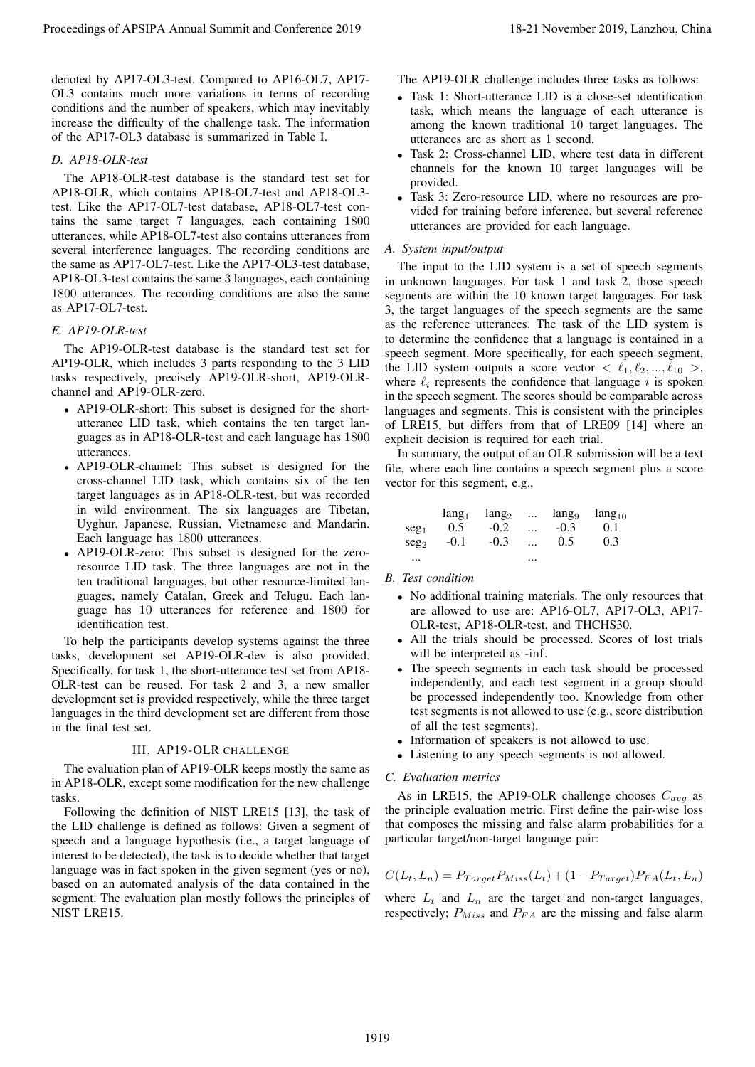denoted by AP17-OL3-test. Compared to AP16-OL7, AP17-OL3 contains much more variations in terms of recording conditions and the number of speakers, which may inevitably increase the difficulty of the challenge task. The information of the AP17-OL3 database is summarized in Table I.

### D. AP18-OLR-test

The AP18-OLR-test database is the standard test set for AP18-OLR, which contains AP18-OL7-test and AP18-OL3-test. Like the AP17-OL7-test database, AP18-OL7-test contains the same target 7 languages, each containing 1800 utterances, while AP18-OL7-test also contains utterances from several interference languages. The recording conditions are the same as AP17-OL7-test. Like the AP17-OL3-test database, AP18-OL3-test contains the same 3 languages, each containing 1800 utterances. The recording conditions are also the same as AP17-OL7-test.

### E. AP19-OLR-test

The AP19-OLR-test database is the standard test set for AP19-OLR, which includes 3 parts responding to the 3 LID tasks respectively, precisely AP19-OLR-short, AP19-OLR-channel and AP19-OLR-zero.

- AP19-OLR-short: This subset is designed for the short-utterance LID task, which contains the ten target languages as in AP18-OLR-test and each language has 1800 utterances.
- AP19-OLR-channel: This subset is designed for the cross-channel LID task, which contains six of the ten target languages as in AP18-OLR-test, but was recorded in wild environment. The six languages are Tibetan, Uyghur, Japanese, Russian, Vietnamese and Mandarin. Each language has 1800 utterances.
- AP19-OLR-zero: This subset is designed for the zero-resource LID task. The three languages are not in the ten traditional languages, but other resource-limited languages, namely Catalan, Greek and Telugu. Each language has 10 utterances for reference and 1800 for identification test.

To help the participants develop systems against the three tasks, development set AP19-OLR-dev is also provided. Specifically, for task 1, the short-utterance test set from AP18-OLR-test can be reused. For task 2 and 3, a new smaller development set is provided respectively, while the three target languages in the third development set are different from those in the final test set.

## III. AP19-OLR CHALLENGE

The evaluation plan of AP19-OLR keeps mostly the same as in AP18-OLR, except some modification for the new challenge tasks.

Following the definition of NIST LRE15 [13], the task of the LID challenge is defined as follows: Given a segment of speech and a language hypothesis (i.e., a target language of interest to be detected), the task is to decide whether that target language was in fact spoken in the given segment (yes or no), based on an automated analysis of the data contained in the segment. The evaluation plan mostly follows the principles of NIST LRE15.

The AP19-OLR challenge includes three tasks as follows:

- Task 1: Short-utterance LID is a close-set identification task, which means the language of each utterance is among the known traditional 10 target languages. The utterances are as short as 1 second.
- Task 2: Cross-channel LID, where test data in different channels for the known 10 target languages will be provided.
- Task 3: Zero-resource LID, where no resources are provided for training before inference, but several reference utterances are provided for each language.

### A. System input/output

The input to the LID system is a set of speech segments in unknown languages. For task 1 and task 2, those speech segments are within the 10 known target languages. For task 3, the target languages of the speech segments are the same as the reference utterances. The task of the LID system is to determine the confidence that a language is contained in a speech segment. More specifically, for each speech segment, the LID system outputs a score vector $< \ell_1, \ell_2, ..., \ell_{10} >$, where $\ell_i$ represents the confidence that language $i$ is spoken in the speech segment. The scores should be comparable across languages and segments. This is consistent with the principles of LRE15, but differs from that of LRE09 [14] where an explicit decision is required for each trial.

In summary, the output of an OLR submission will be a text file, where each line contains a speech segment plus a score vector for this segment, e.g.,

| | $\text{lang}_1$ | $\text{lang}_2$ | ... | $\text{lang}_9$ | $\text{lang}_{10}$ |
|---|---|---|---|---|---|
| $\text{seg}_1$ | 0.5 | -0.2 | ... | -0.3 | 0.1 |
| $\text{seg}_2$ | -0.1 | -0.3 | ... | 0.5 | 0.3 |
| ... | | | ... | | |

### B. Test condition

- No additional training materials. The only resources that are allowed to use are: AP16-OL7, AP17-OL3, AP17-OLR-test, AP18-OLR-test, and THCHS30.
- All the trials should be processed. Scores of lost trials will be interpreted as -inf.
- The speech segments in each task should be processed independently, and each test segment in a group should be processed independently too. Knowledge from other test segments is not allowed to use (e.g., score distribution of all the test segments).
- Information of speakers is not allowed to use.
- Listening to any speech segments is not allowed.

### C. Evaluation metrics

As in LRE15, the AP19-OLR challenge chooses $C_{avg}$ as the principle evaluation metric. First define the pair-wise loss that composes the missing and false alarm probabilities for a particular target/non-target language pair:

$$C(L_t, L_n) = P_{Target}P_{Miss}(L_t) + (1 - P_{Target})P_{FA}(L_t, L_n)$$

where $L_t$ and $L_n$ are the target and non-target languages, respectively; $P_{Miss}$ and $P_{FA}$ are the missing and false alarm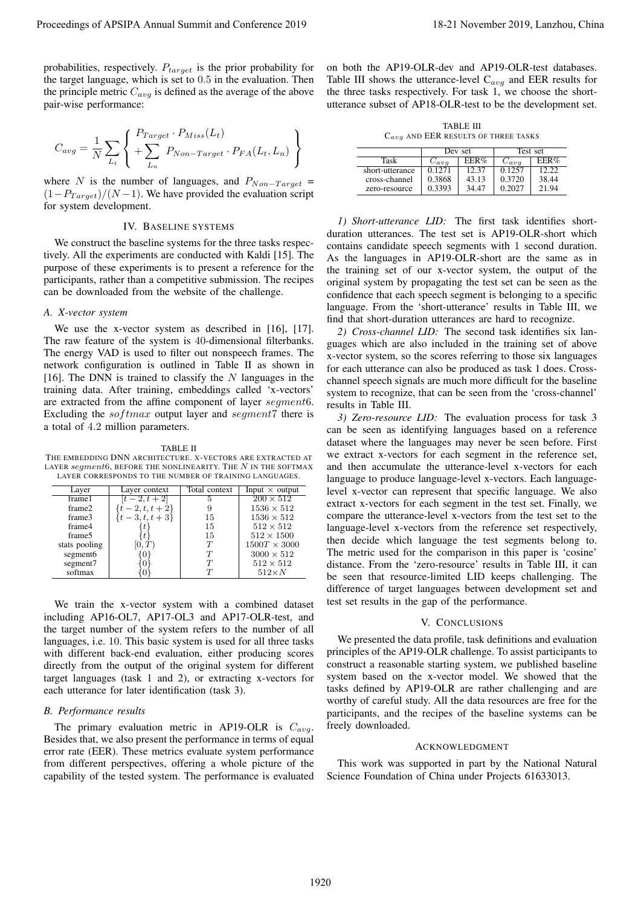probabilities, respectively. $P_{target}$ is the prior probability for the target language, which is set to 0.5 in the evaluation. Then the principle metric $C_{avg}$ is defined as the average of the above pair-wise performance:

$$C_{avg} = \frac{1}{N} \sum_{L_t} \left\{ \begin{array}{l} P_{Target} \cdot P_{Miss}(L_t) \\ + \sum_{L_n} P_{Non-Target} \cdot P_{FA}(L_t, L_n) \end{array} \right\}$$

where $N$ is the number of languages, and $P_{Non-Target}$ = $(1 - P_{Target})/(N-1)$. We have provided the evaluation script for system development.

## IV. Baseline systems

We construct the baseline systems for the three tasks respectively. All the experiments are conducted with Kaldi [15]. The purpose of these experiments is to present a reference for the participants, rather than a competitive submission. The recipes can be downloaded from the website of the challenge.

### A. X-vector system

We use the x-vector system as described in [16], [17]. The raw feature of the system is 40-dimensional filterbanks. The energy VAD is used to filter out nonspeech frames. The network configuration is outlined in Table II as shown in [16]. The DNN is trained to classify the $N$ languages in the training data. After training, embeddings called 'x-vectors' are extracted from the affine component of layer $segment6$. Excluding the $softmax$ output layer and $segment7$ there is a total of 4.2 million parameters.

TABLE II
The embedding DNN architecture. X-vectors are extracted at layer $segment6$, before the nonlinearity. The $N$ in the softmax layer corresponds to the number of training languages.

| Layer | Layer context | Total context | Input × output |
|---|---|---|---|
| frame1 | $[t-2, t+2]$ | 5 | $200 \times 512$ |
| frame2 | $\{t-2, t, t+2\}$ | 9 | $1536 \times 512$ |
| frame3 | $\{t-3, t, t+3\}$ | 15 | $1536 \times 512$ |
| frame4 | $\{t\}$ | 15 | $512 \times 512$ |
| frame5 | $\{t\}$ | 15 | $512 \times 1500$ |
| stats pooling | $[0, T)$ | $T$ | $1500T \times 3000$ |
| segment6 | $\{0\}$ | $T$ | $3000 \times 512$ |
| segment7 | $\{0\}$ | $T$ | $512 \times 512$ |
| softmax | $\{0\}$ | $T$ | $512 \times N$ |

We train the x-vector system with a combined dataset including AP16-OL7, AP17-OL3 and AP17-OLR-test, and the target number of the system refers to the number of all languages, i.e. 10. This basic system is used for all three tasks with different back-end evaluation, either producing scores directly from the output of the original system for different target languages (task 1 and 2), or extracting x-vectors for each utterance for later identification (task 3).

### B. Performance results

The primary evaluation metric in AP19-OLR is $C_{avg}$. Besides that, we also present the performance in terms of equal error rate (EER). These metrics evaluate system performance from different perspectives, offering a whole picture of the capability of the tested system. The performance is evaluated on both the AP19-OLR-dev and AP19-OLR-test databases. Table III shows the utterance-level $C_{avg}$ and EER results for the three tasks respectively. For task 1, we choose the short-utterance subset of AP18-OLR-test to be the development set.

TABLE III
$C_{avg}$ and EER results of three tasks

| | Dev set | | Test set | |
|---|---|---|---|---|
| Task | $C_{avg}$ | EER% | $C_{avg}$ | EER% |
| short-utterance | 0.1271 | 12.37 | 0.1257 | 12.22 |
| cross-channel | 0.3868 | 43.13 | 0.3720 | 38.44 |
| zero-resource | 0.3393 | 34.47 | 0.2027 | 21.94 |

*1) Short-utterance LID:* The first task identifies short-duration utterances. The test set is AP19-OLR-short which contains candidate speech segments with 1 second duration. As the languages in AP19-OLR-short are the same as in the training set of our x-vector system, the output of the original system by propagating the test set can be seen as the confidence that each speech segment is belonging to a specific language. From the 'short-utterance' results in Table III, we find that short-duration utterances are hard to recognize.

*2) Cross-channel LID:* The second task identifies six languages which are also included in the training set of above x-vector system, so the scores referring to those six languages for each utterance can also be produced as task 1 does. Cross-channel speech signals are much more difficult for the baseline system to recognize, that can be seen from the 'cross-channel' results in Table III.

*3) Zero-resource LID:* The evaluation process for task 3 can be seen as identifying languages based on a reference dataset where the languages may never be seen before. First we extract x-vectors for each segment in the reference set, and then accumulate the utterance-level x-vectors for each language to produce language-level x-vectors. Each language-level x-vector can represent that specific language. We also extract x-vectors for each segment in the test set. Finally, we compare the utterance-level x-vectors from the test set to the language-level x-vectors from the reference set respectively, then decide which language the test segments belong to. The metric used for the comparison in this paper is 'cosine' distance. From the 'zero-resource' results in Table III, it can be seen that resource-limited LID keeps challenging. The difference of target languages between development set and test set results in the gap of the performance.

## V. Conclusions

We presented the data profile, task definitions and evaluation principles of the AP19-OLR challenge. To assist participants to construct a reasonable starting system, we published baseline system based on the x-vector model. We showed that the tasks defined by AP19-OLR are rather challenging and are worthy of careful study. All the data resources are free for the participants, and the recipes of the baseline systems can be freely downloaded.

## Acknowledgment

This work was supported in part by the National Natural Science Foundation of China under Projects 61633013.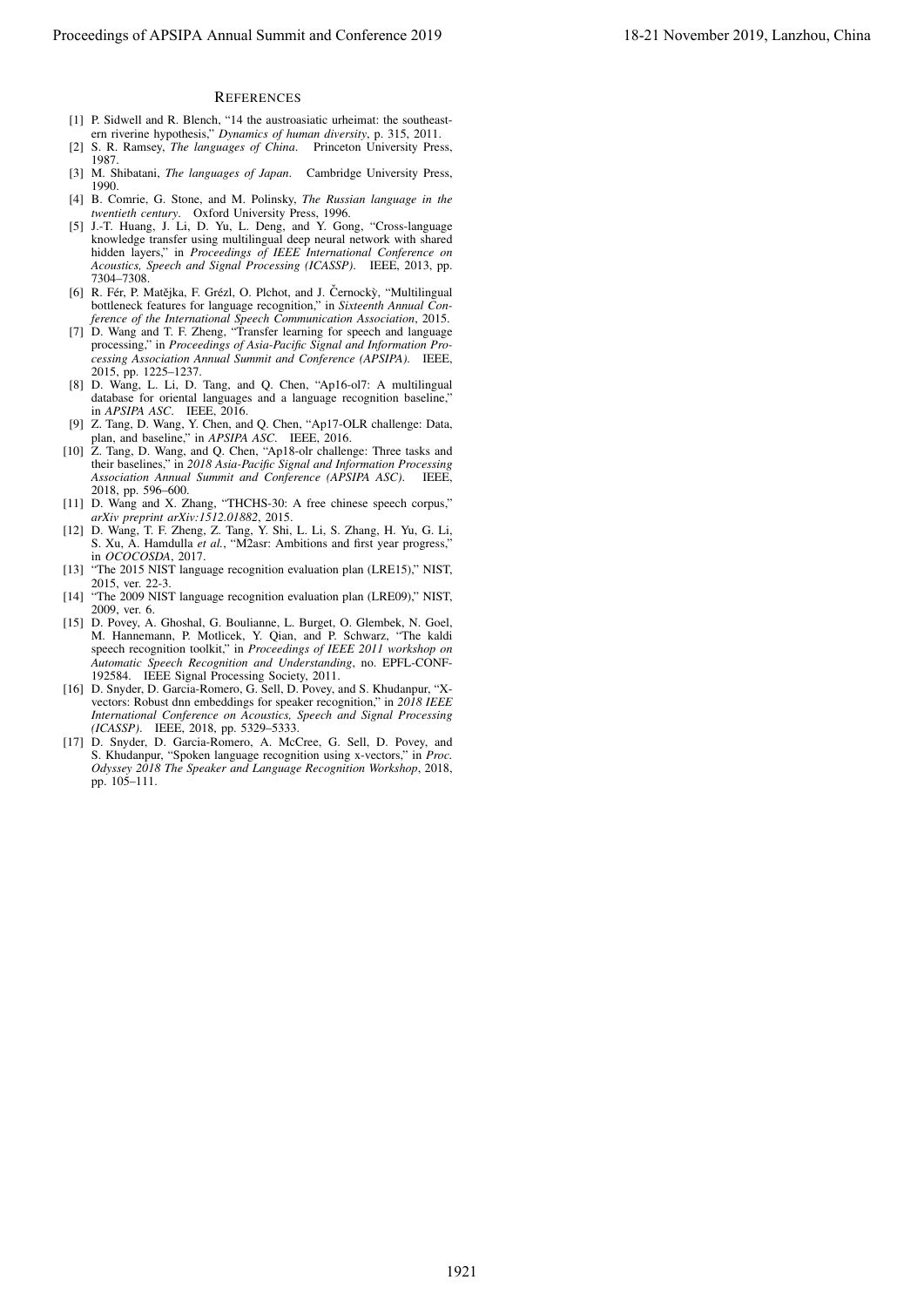# References

[1] P. Sidwell and R. Blench, "14 the austroasiatic urheimat: the southeastern riverine hypothesis," *Dynamics of human diversity*, p. 315, 2011.

[2] S. R. Ramsey, *The languages of China*. Princeton University Press, 1987.

[3] M. Shibatani, *The languages of Japan*. Cambridge University Press, 1990.

[4] B. Comrie, G. Stone, and M. Polinsky, *The Russian language in the twentieth century*. Oxford University Press, 1996.

[5] J.-T. Huang, J. Li, D. Yu, L. Deng, and Y. Gong, "Cross-language knowledge transfer using multilingual deep neural network with shared hidden layers," in *Proceedings of IEEE International Conference on Acoustics, Speech and Signal Processing (ICASSP)*. IEEE, 2013, pp. 7304–7308.

[6] R. Fér, P. Matějka, F. Grézl, O. Plchot, and J. Černockỳ, "Multilingual bottleneck features for language recognition," in *Sixteenth Annual Conference of the International Speech Communication Association*, 2015.

[7] D. Wang and T. F. Zheng, "Transfer learning for speech and language processing," in *Proceedings of Asia-Pacific Signal and Information Processing Association Annual Summit and Conference (APSIPA)*. IEEE, 2015, pp. 1225–1237.

[8] D. Wang, L. Li, D. Tang, and Q. Chen, "Ap16-ol7: A multilingual database for oriental languages and a language recognition baseline," in *APSIPA ASC*. IEEE, 2016.

[9] Z. Tang, D. Wang, Y. Chen, and Q. Chen, "Ap17-OLR challenge: Data, plan, and baseline," in *APSIPA ASC*. IEEE, 2016.

[10] Z. Tang, D. Wang, and Q. Chen, "Ap18-olr challenge: Three tasks and their baselines," in *2018 Asia-Pacific Signal and Information Processing Association Annual Summit and Conference (APSIPA ASC)*. IEEE, 2018, pp. 596–600.

[11] D. Wang and X. Zhang, "THCHS-30: A free chinese speech corpus," *arXiv preprint arXiv:1512.01882*, 2015.

[12] D. Wang, T. F. Zheng, Z. Tang, Y. Shi, L. Li, S. Zhang, H. Yu, G. Li, S. Xu, A. Hamdulla *et al.*, "M2asr: Ambitions and first year progress," in *OCOCOSDA*, 2017.

[13] "The 2015 NIST language recognition evaluation plan (LRE15)," NIST, 2015, ver. 22-3.

[14] "The 2009 NIST language recognition evaluation plan (LRE09)," NIST, 2009, ver. 6.

[15] D. Povey, A. Ghoshal, G. Boulianne, L. Burget, O. Glembek, N. Goel, M. Hannemann, P. Motlicek, Y. Qian, and P. Schwarz, "The kaldi speech recognition toolkit," in *Proceedings of IEEE 2011 workshop on Automatic Speech Recognition and Understanding*, no. EPFL-CONF-192584. IEEE Signal Processing Society, 2011.

[16] D. Snyder, D. Garcia-Romero, G. Sell, D. Povey, and S. Khudanpur, "X-vectors: Robust dnn embeddings for speaker recognition," in *2018 IEEE International Conference on Acoustics, Speech and Signal Processing (ICASSP)*. IEEE, 2018, pp. 5329–5333.

[17] D. Snyder, D. Garcia-Romero, A. McCree, G. Sell, D. Povey, and S. Khudanpur, "Spoken language recognition using x-vectors," in *Proc. Odyssey 2018 The Speaker and Language Recognition Workshop*, 2018, pp. 105–111.